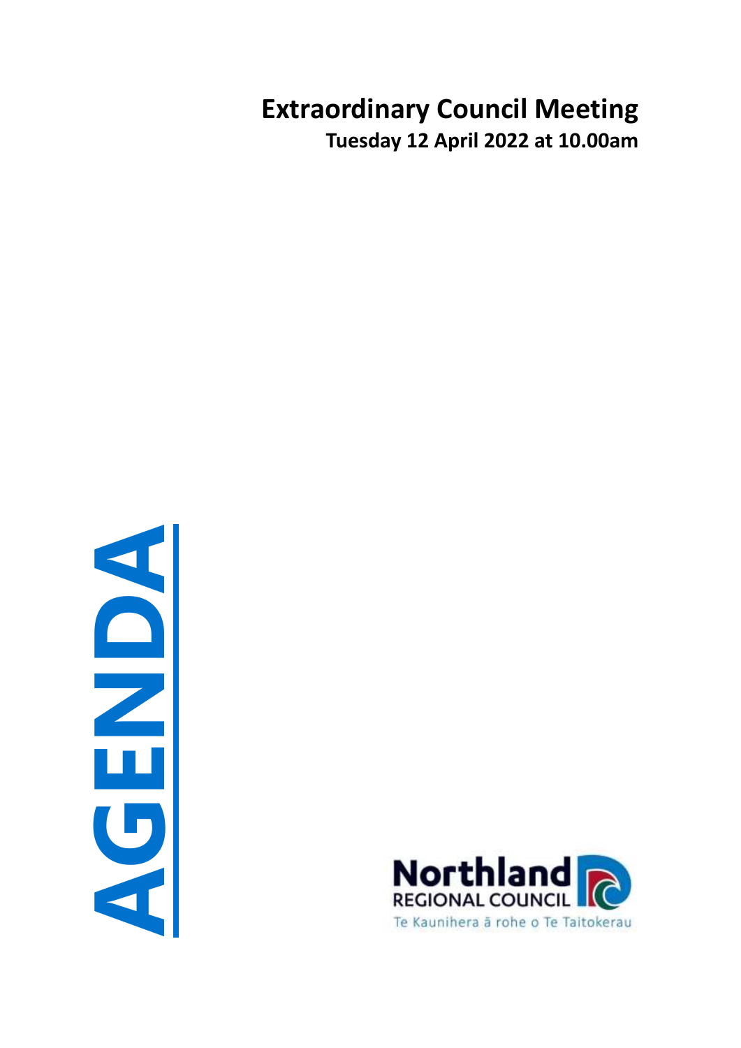# Extraordinary Council Meeting

**Tuesday 12 April 2022 at 10.00am**

**AGENDA**

Northland
REGIONAL COUNCIL
Te Kaunihera ā rohe o Te Taitokerau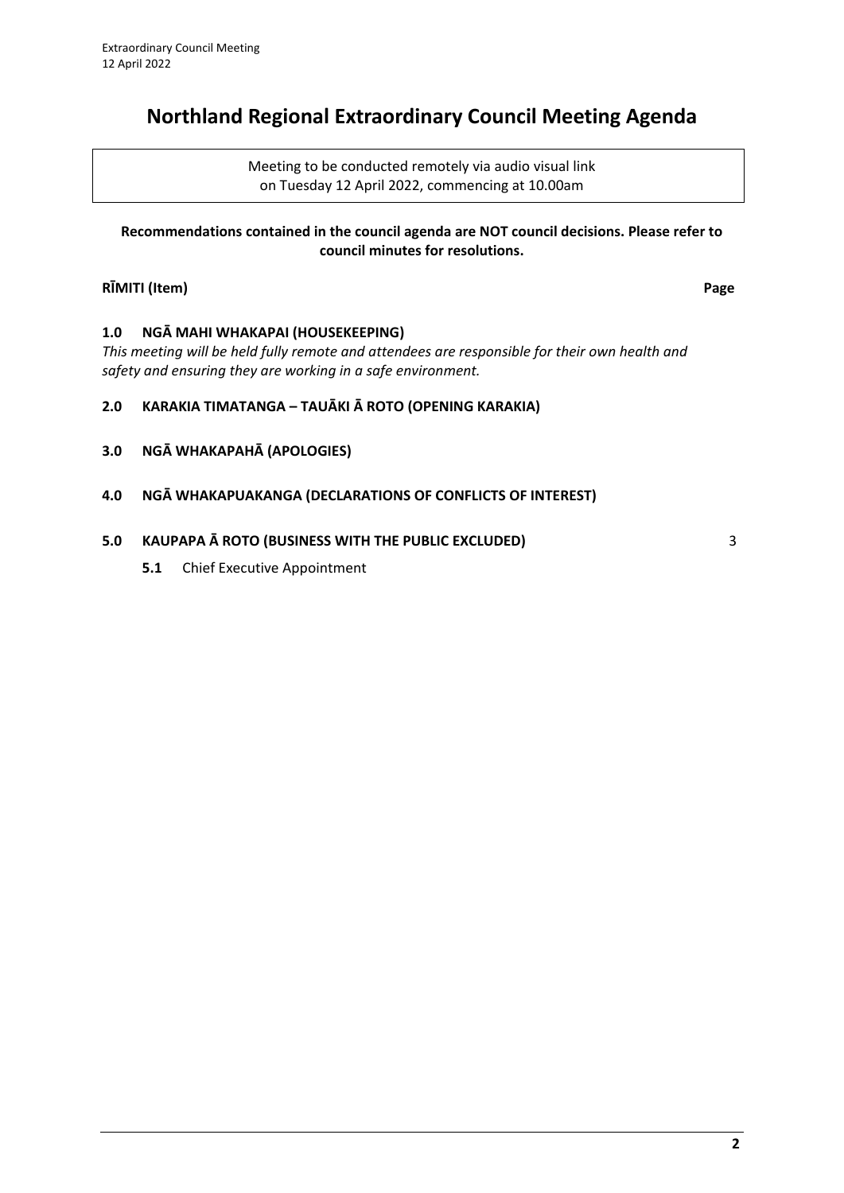# Northland Regional Extraordinary Council Meeting Agenda

Meeting to be conducted remotely via audio visual link
on Tuesday 12 April 2022, commencing at 10.00am

**Recommendations contained in the council agenda are NOT council decisions. Please refer to council minutes for resolutions.**

| **RĪMITI (Item)** | **Page** |
|---|---|
| **1.0 NGĀ MAHI WHAKAPAI (HOUSEKEEPING)** | |
| *This meeting will be held fully remote and attendees are responsible for their own health and safety and ensuring they are working in a safe environment.* | |
| **2.0 KARAKIA TIMATANGA – TAUĀKI Ā ROTO (OPENING KARAKIA)** | |
| **3.0 NGĀ WHAKAPAHĀ (APOLOGIES)** | |
| **4.0 NGĀ WHAKAPUAKANGA (DECLARATIONS OF CONFLICTS OF INTEREST)** | |
| **5.0 KAUPAPA Ā ROTO (BUSINESS WITH THE PUBLIC EXCLUDED)** | 3 |
| **5.1** Chief Executive Appointment | |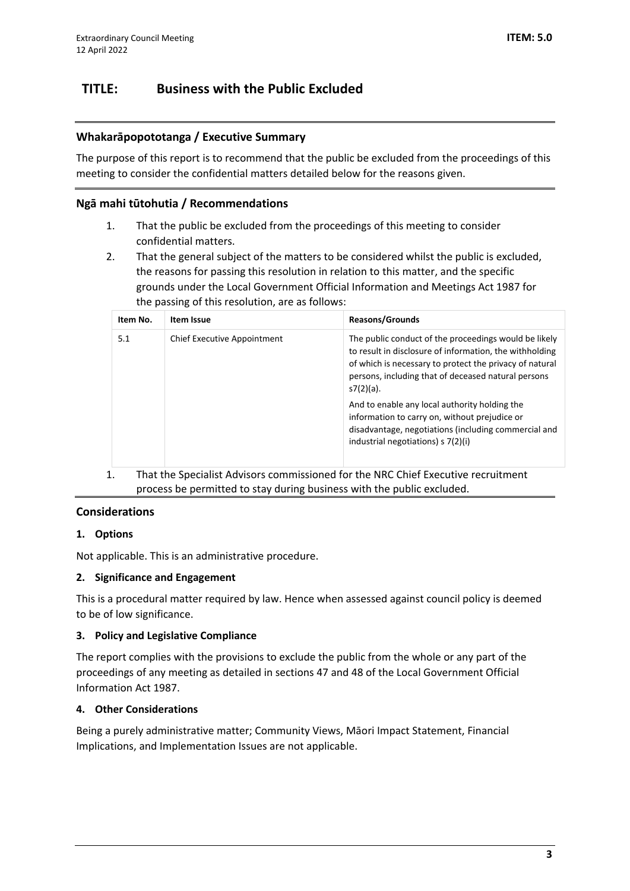# TITLE: Business with the Public Excluded

## Whakarāpopototanga / Executive Summary

The purpose of this report is to recommend that the public be excluded from the proceedings of this meeting to consider the confidential matters detailed below for the reasons given.

## Ngā mahi tūtohutia / Recommendations

1. That the public be excluded from the proceedings of this meeting to consider confidential matters.
2. That the general subject of the matters to be considered whilst the public is excluded, the reasons for passing this resolution in relation to this matter, and the specific grounds under the Local Government Official Information and Meetings Act 1987 for the passing of this resolution, are as follows:

| Item No. | Item Issue | Reasons/Grounds |
|---|---|---|
| 5.1 | Chief Executive Appointment | The public conduct of the proceedings would be likely to result in disclosure of information, the withholding of which is necessary to protect the privacy of natural persons, including that of deceased natural persons s7(2)(a). And to enable any local authority holding the information to carry on, without prejudice or disadvantage, negotiations (including commercial and industrial negotiations) s 7(2)(i) |

1. That the Specialist Advisors commissioned for the NRC Chief Executive recruitment process be permitted to stay during business with the public excluded.

## Considerations

### 1. Options

Not applicable. This is an administrative procedure.

### 2. Significance and Engagement

This is a procedural matter required by law. Hence when assessed against council policy is deemed to be of low significance.

### 3. Policy and Legislative Compliance

The report complies with the provisions to exclude the public from the whole or any part of the proceedings of any meeting as detailed in sections 47 and 48 of the Local Government Official Information Act 1987.

### 4. Other Considerations

Being a purely administrative matter; Community Views, Māori Impact Statement, Financial Implications, and Implementation Issues are not applicable.